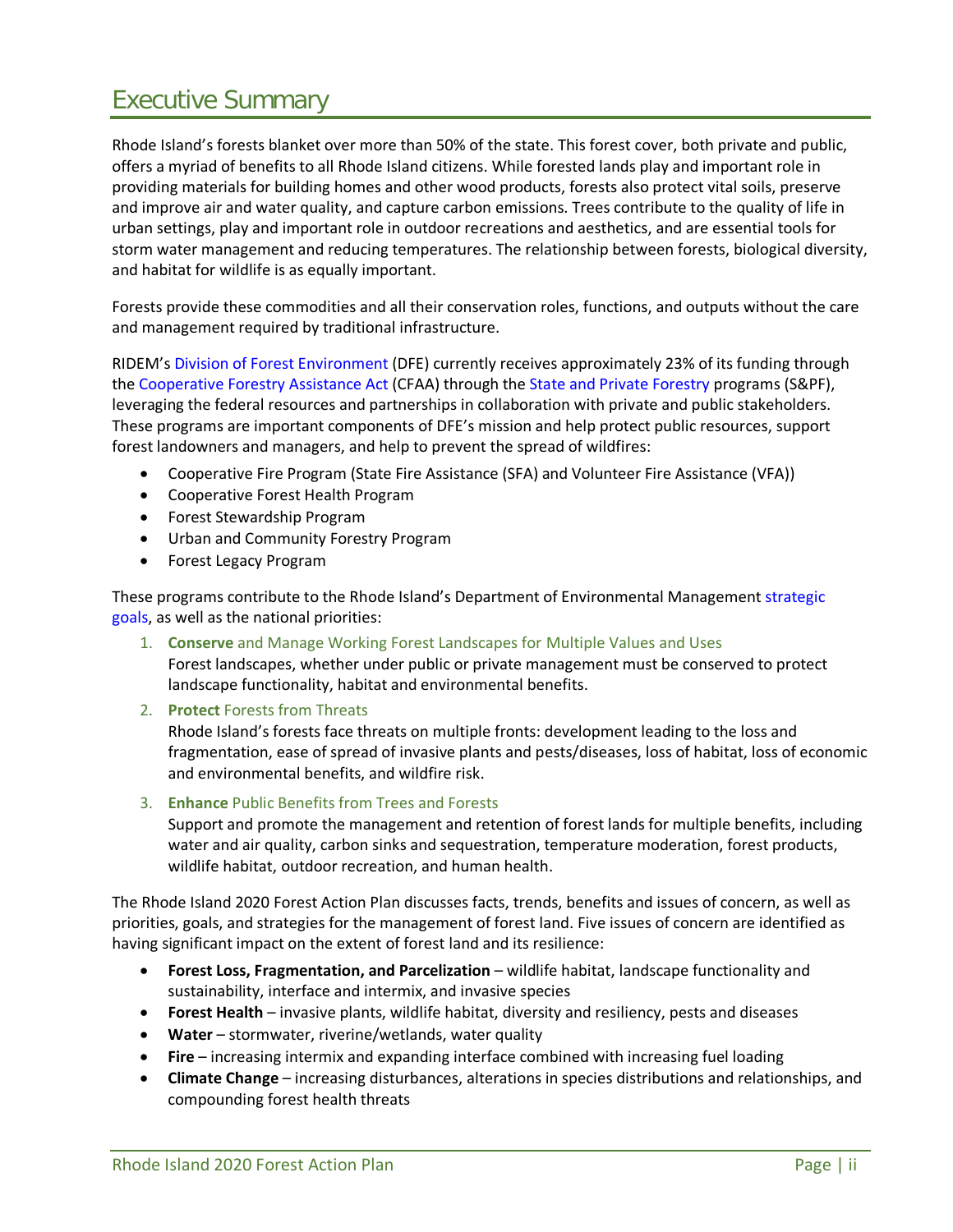# Executive Summary

Rhode Island's forests blanket over more than 50% of the state. This forest cover, both private and public, offers a myriad of benefits to all Rhode Island citizens. While forested lands play and important role in providing materials for building homes and other wood products, forests also protect vital soils, preserve and improve air and water quality, and capture carbon emissions. Trees contribute to the quality of life in urban settings, play and important role in outdoor recreations and aesthetics, and are essential tools for storm water management and reducing temperatures. The relationship between forests, biological diversity, and habitat for wildlife is as equally important.

Forests provide these commodities and all their conservation roles, functions, and outputs without the care and management required by traditional infrastructure.

RIDEM's Division of Forest Environment (DFE) currently receives approximately 23% of its funding through the Cooperative Forestry Assistance Act (CFAA) through the State and Private Forestry programs (S&PF), leveraging the federal resources and partnerships in collaboration with private and public stakeholders. These programs are important components of DFE's mission and help protect public resources, support forest landowners and managers, and help to prevent the spread of wildfires:

- Cooperative Fire Program (State Fire Assistance (SFA) and Volunteer Fire Assistance (VFA))
- Cooperative Forest Health Program
- Forest Stewardship Program
- Urban and Community Forestry Program
- Forest Legacy Program

These programs contribute to the Rhode Island's Department of Environmental Management strategic goals, as well as the national priorities:

1. **Conserve** and Manage Working Forest Landscapes for Multiple Values and Uses
   Forest landscapes, whether under public or private management must be conserved to protect landscape functionality, habitat and environmental benefits.
2. **Protect** Forests from Threats
   Rhode Island's forests face threats on multiple fronts: development leading to the loss and fragmentation, ease of spread of invasive plants and pests/diseases, loss of habitat, loss of economic and environmental benefits, and wildfire risk.
3. **Enhance** Public Benefits from Trees and Forests
   Support and promote the management and retention of forest lands for multiple benefits, including water and air quality, carbon sinks and sequestration, temperature moderation, forest products, wildlife habitat, outdoor recreation, and human health.

The Rhode Island 2020 Forest Action Plan discusses facts, trends, benefits and issues of concern, as well as priorities, goals, and strategies for the management of forest land. Five issues of concern are identified as having significant impact on the extent of forest land and its resilience:

- **Forest Loss, Fragmentation, and Parcelization** – wildlife habitat, landscape functionality and sustainability, interface and intermix, and invasive species
- **Forest Health** – invasive plants, wildlife habitat, diversity and resiliency, pests and diseases
- **Water** – stormwater, riverine/wetlands, water quality
- **Fire** – increasing intermix and expanding interface combined with increasing fuel loading
- **Climate Change** – increasing disturbances, alterations in species distributions and relationships, and compounding forest health threats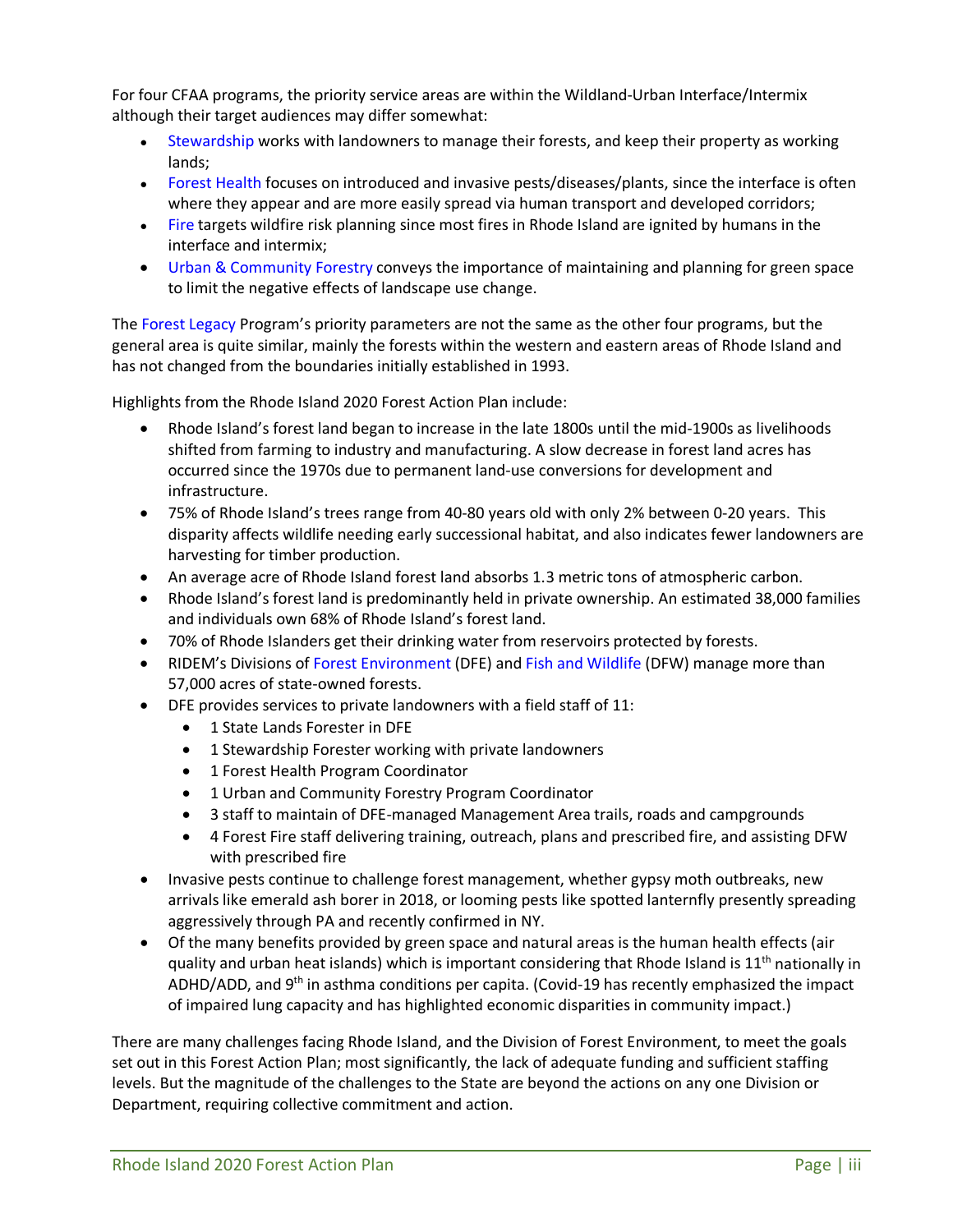For four CFAA programs, the priority service areas are within the Wildland-Urban Interface/Intermix although their target audiences may differ somewhat:

- Stewardship works with landowners to manage their forests, and keep their property as working lands;
- Forest Health focuses on introduced and invasive pests/diseases/plants, since the interface is often where they appear and are more easily spread via human transport and developed corridors;
- Fire targets wildfire risk planning since most fires in Rhode Island are ignited by humans in the interface and intermix;
- Urban & Community Forestry conveys the importance of maintaining and planning for green space to limit the negative effects of landscape use change.

The Forest Legacy Program's priority parameters are not the same as the other four programs, but the general area is quite similar, mainly the forests within the western and eastern areas of Rhode Island and has not changed from the boundaries initially established in 1993.

Highlights from the Rhode Island 2020 Forest Action Plan include:

- Rhode Island's forest land began to increase in the late 1800s until the mid-1900s as livelihoods shifted from farming to industry and manufacturing. A slow decrease in forest land acres has occurred since the 1970s due to permanent land-use conversions for development and infrastructure.
- 75% of Rhode Island's trees range from 40-80 years old with only 2% between 0-20 years. This disparity affects wildlife needing early successional habitat, and also indicates fewer landowners are harvesting for timber production.
- An average acre of Rhode Island forest land absorbs 1.3 metric tons of atmospheric carbon.
- Rhode Island's forest land is predominantly held in private ownership. An estimated 38,000 families and individuals own 68% of Rhode Island's forest land.
- 70% of Rhode Islanders get their drinking water from reservoirs protected by forests.
- RIDEM's Divisions of Forest Environment (DFE) and Fish and Wildlife (DFW) manage more than 57,000 acres of state-owned forests.
- DFE provides services to private landowners with a field staff of 11:
  - 1 State Lands Forester in DFE
  - 1 Stewardship Forester working with private landowners
  - 1 Forest Health Program Coordinator
  - 1 Urban and Community Forestry Program Coordinator
  - 3 staff to maintain of DFE-managed Management Area trails, roads and campgrounds
  - 4 Forest Fire staff delivering training, outreach, plans and prescribed fire, and assisting DFW with prescribed fire
- Invasive pests continue to challenge forest management, whether gypsy moth outbreaks, new arrivals like emerald ash borer in 2018, or looming pests like spotted lanternfly presently spreading aggressively through PA and recently confirmed in NY.
- Of the many benefits provided by green space and natural areas is the human health effects (air quality and urban heat islands) which is important considering that Rhode Island is 11th nationally in ADHD/ADD, and 9th in asthma conditions per capita. (Covid-19 has recently emphasized the impact of impaired lung capacity and has highlighted economic disparities in community impact.)

There are many challenges facing Rhode Island, and the Division of Forest Environment, to meet the goals set out in this Forest Action Plan; most significantly, the lack of adequate funding and sufficient staffing levels. But the magnitude of the challenges to the State are beyond the actions on any one Division or Department, requiring collective commitment and action.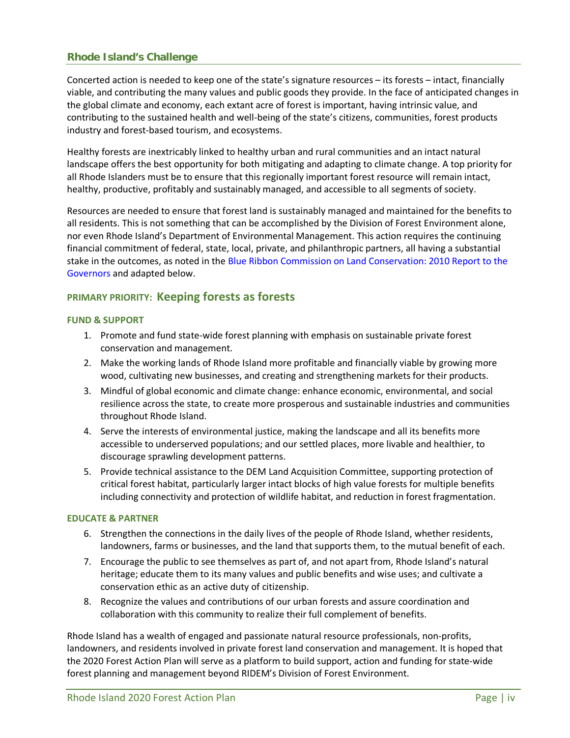## Rhode Island's Challenge

Concerted action is needed to keep one of the state's signature resources – its forests – intact, financially viable, and contributing the many values and public goods they provide. In the face of anticipated changes in the global climate and economy, each extant acre of forest is important, having intrinsic value, and contributing to the sustained health and well-being of the state's citizens, communities, forest products industry and forest-based tourism, and ecosystems.

Healthy forests are inextricably linked to healthy urban and rural communities and an intact natural landscape offers the best opportunity for both mitigating and adapting to climate change. A top priority for all Rhode Islanders must be to ensure that this regionally important forest resource will remain intact, healthy, productive, profitably and sustainably managed, and accessible to all segments of society.

Resources are needed to ensure that forest land is sustainably managed and maintained for the benefits to all residents. This is not something that can be accomplished by the Division of Forest Environment alone, nor even Rhode Island's Department of Environmental Management. This action requires the continuing financial commitment of federal, state, local, private, and philanthropic partners, all having a substantial stake in the outcomes, as noted in the Blue Ribbon Commission on Land Conservation: 2010 Report to the Governors and adapted below.

### PRIMARY PRIORITY: Keeping forests as forests

#### FUND & SUPPORT

1. Promote and fund state-wide forest planning with emphasis on sustainable private forest conservation and management.
2. Make the working lands of Rhode Island more profitable and financially viable by growing more wood, cultivating new businesses, and creating and strengthening markets for their products.
3. Mindful of global economic and climate change: enhance economic, environmental, and social resilience across the state, to create more prosperous and sustainable industries and communities throughout Rhode Island.
4. Serve the interests of environmental justice, making the landscape and all its benefits more accessible to underserved populations; and our settled places, more livable and healthier, to discourage sprawling development patterns.
5. Provide technical assistance to the DEM Land Acquisition Committee, supporting protection of critical forest habitat, particularly larger intact blocks of high value forests for multiple benefits including connectivity and protection of wildlife habitat, and reduction in forest fragmentation.

#### EDUCATE & PARTNER

6. Strengthen the connections in the daily lives of the people of Rhode Island, whether residents, landowners, farms or businesses, and the land that supports them, to the mutual benefit of each.
7. Encourage the public to see themselves as part of, and not apart from, Rhode Island's natural heritage; educate them to its many values and public benefits and wise uses; and cultivate a conservation ethic as an active duty of citizenship.
8. Recognize the values and contributions of our urban forests and assure coordination and collaboration with this community to realize their full complement of benefits.

Rhode Island has a wealth of engaged and passionate natural resource professionals, non-profits, landowners, and residents involved in private forest land conservation and management. It is hoped that the 2020 Forest Action Plan will serve as a platform to build support, action and funding for state-wide forest planning and management beyond RIDEM's Division of Forest Environment.